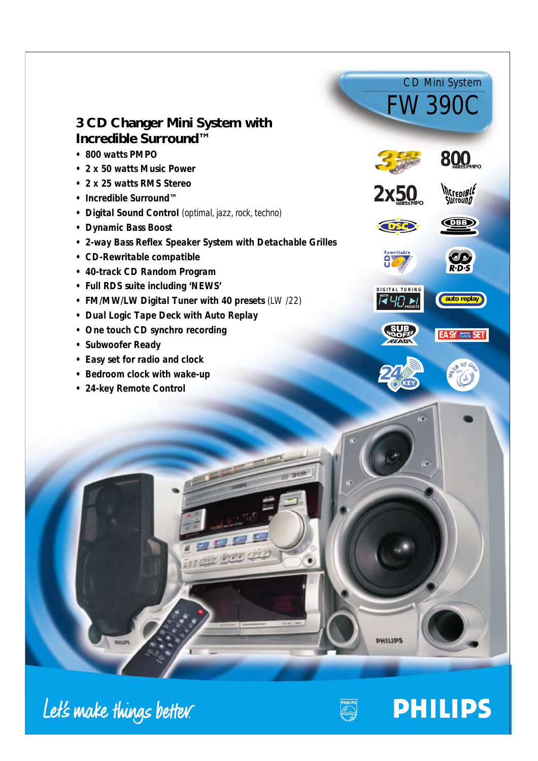CD Mini System

# FW 390C

## 3 CD Changer Mini System with Incredible Surround™

- **800 watts PMPO**
- **2 x 50 watts Music Power**
- **2 x 25 watts RMS Stereo**
- **Incredible Surround™**
- **Digital Sound Control** (optimal, jazz, rock, techno)
- **Dynamic Bass Boost**
- **2-way Bass Reflex Speaker System with Detachable Grilles**
- **CD-Rewritable compatible**
- **40-track CD Random Program**
- **Full RDS suite including 'NEWS'**
- **FM/MW/LW Digital Tuner with 40 presets** (LW /22)
- **Dual Logic Tape Deck with Auto Replay**
- **One touch CD synchro recording**
- **Subwoofer Ready**
- **Easy set for radio and clock**
- **Bedroom clock with wake-up**
- **24-key Remote Control**

Let's make things better.

PHILIPS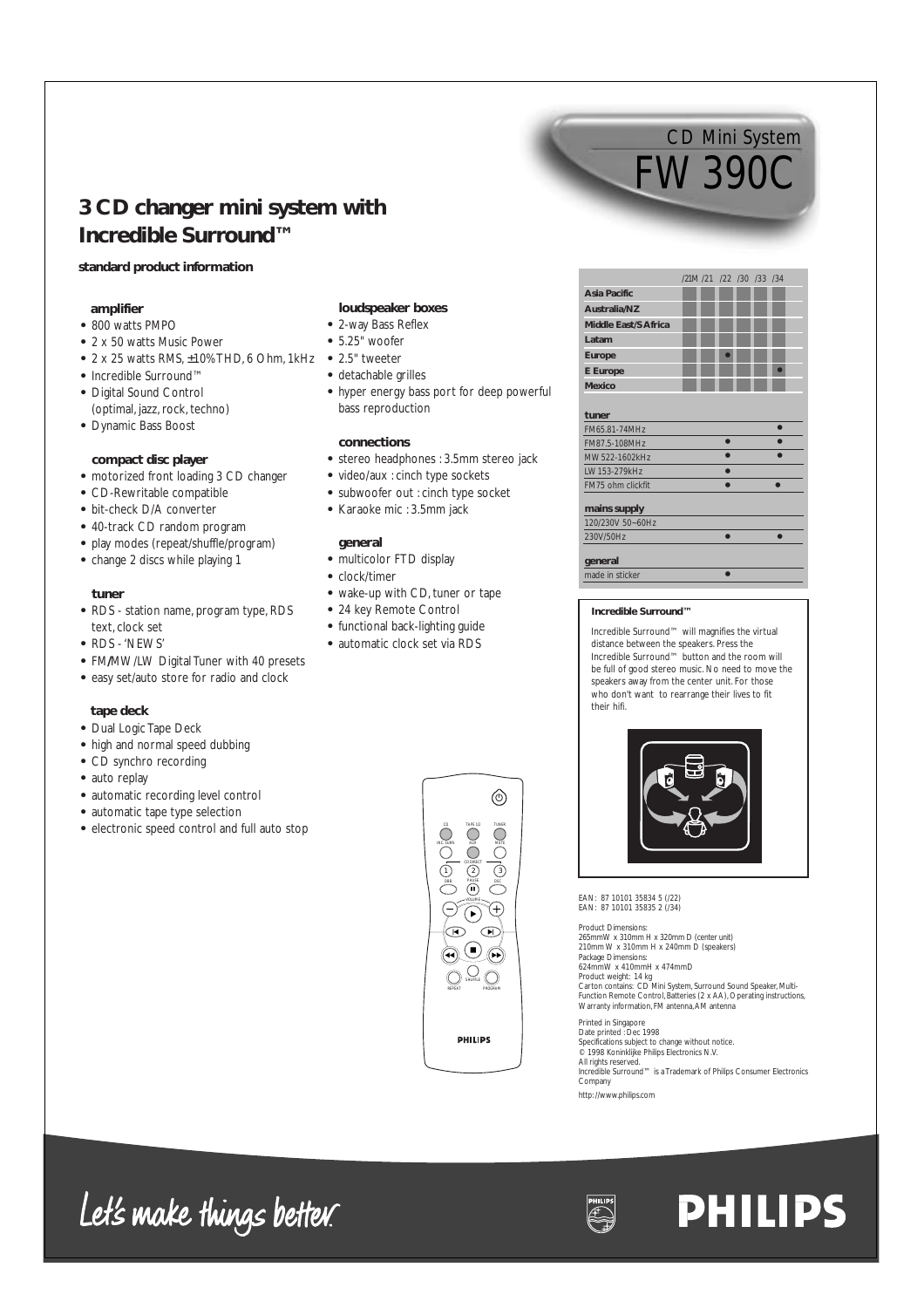# CD Mini System FW 390C

## 3 CD changer mini system with Incredible Surround™

**standard product information**

### amplifier
- 800 watts PMPO
- 2 x 50 watts Music Power
- 2 x 25 watts RMS, ±10% THD, 6 Ohm, 1kHz
- Incredible Surround™
- Digital Sound Control (optimal, jazz, rock, techno)
- Dynamic Bass Boost

### compact disc player
- motorized front loading 3 CD changer
- CD-Rewritable compatible
- bit-check D/A converter
- 40-track CD random program
- play modes (repeat/shuffle/program)
- change 2 discs while playing 1

### tuner
- RDS - station name, program type, RDS text, clock set
- RDS - 'NEWS'
- FM/MW/LW Digital Tuner with 40 presets
- easy set/auto store for radio and clock

### tape deck
- Dual Logic Tape Deck
- high and normal speed dubbing
- CD synchro recording
- auto replay
- automatic recording level control
- automatic tape type selection
- electronic speed control and full auto stop

### loudspeaker boxes
- 2-way Bass Reflex
- 5.25" woofer
- 2.5" tweeter
- detachable grilles
- hyper energy bass port for deep powerful bass reproduction

### connections
- stereo headphones : 3.5mm stereo jack
- video/aux : cinch type sockets
- subwoofer out : cinch type socket
- Karaoke mic : 3.5mm jack

### general
- multicolor FTD display
- clock/timer
- wake-up with CD, tuner or tape
- 24 key Remote Control
- functional back-lighting guide
- automatic clock set via RDS

| | /21M | /21 | /22 | /30 | /33 | /34 |
|---|---|---|---|---|---|---|
| **Asia Pacific** | | | | | | |
| **Australia/NZ** | | | | | | |
| **Middle East/S Africa** | | | | | | |
| **Latam** | | | | | | |
| **Europe** | | | ● | | | |
| **E Europe** | | | | | | ● |
| **Mexico** | | | | | | |
| **tuner** | | | | | | |
| FM65.81-74MHz | | | | | | ● |
| FM87.5-108MHz | | | ● | | | ● |
| MW 522-1602kHz | | | ● | | | ● |
| LW 153-279kHz | | | ● | | | |
| FM75 ohm clickfit | | | ● | | | ● |
| **mains supply** | | | | | | |
| 120/230V 50~60Hz | | | | | | |
| 230V/50Hz | | | ● | | | ● |
| **general** | | | | | | |
| made in sticker | | | ● | | | |

### Incredible Surround™

Incredible Surround™ will magnifies the virtual distance between the speakers. Press the Incredible Surround™ button and the room will be full of good stereo music. No need to move the speakers away from the center unit. For those who don't want to rearrange their lives to fit their hifi.

EAN: 87 10101 35834 5 (/22)
EAN: 87 10101 35835 2 (/34)

Product Dimensions:
265mmW x 310mm H x 320mm D (center unit)
210mm W x 310mm H x 240mm D (speakers)
Package Dimensions:
624mmW x 410mmH x 474mmD
Product weight: 14 kg
Carton contains: CD Mini System, Surround Sound Speaker, Multi-Function Remote Control, Batteries (2 x AA), Operating instructions, Warranty information, FM antenna, AM antenna

Printed in Singapore
Date printed : Dec 1998
Specifications subject to change without notice.
© 1998 Koninklijke Philips Electronics N.V.
All rights reserved.
Incredible Surround™ is a Trademark of Philips Consumer Electronics Company

http://www.philips.com

Let's make things better.

PHILIPS